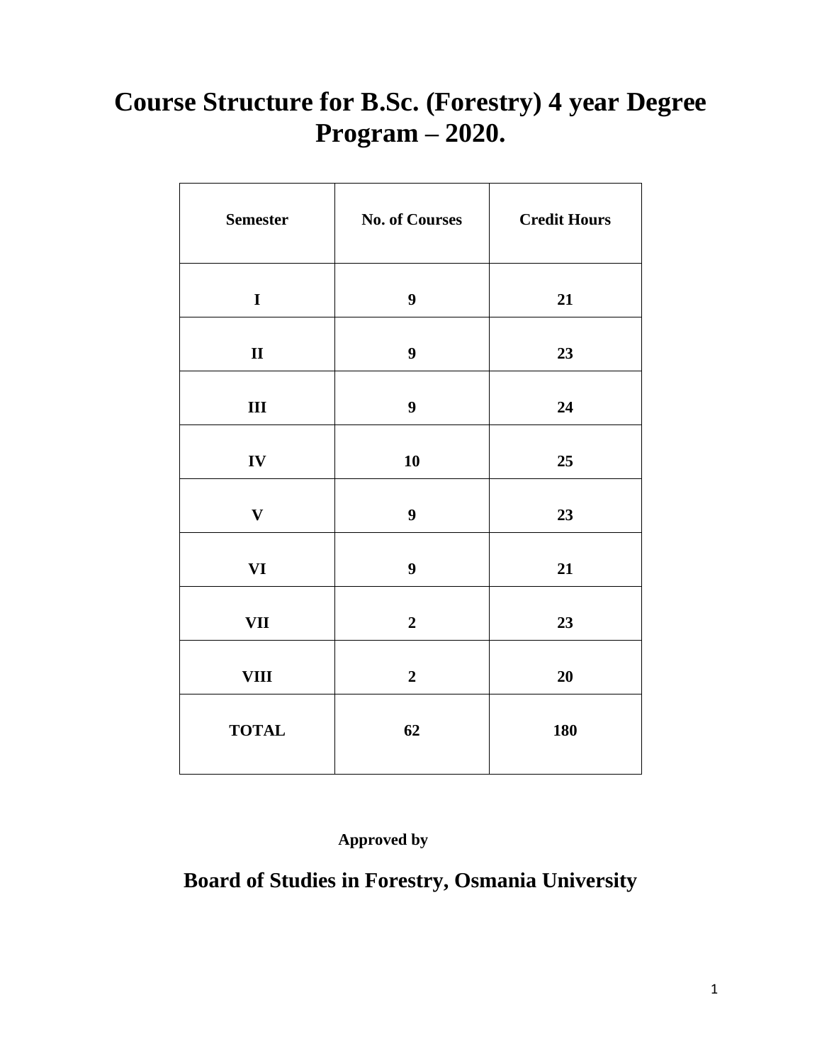# Course Structure for B.Sc. (Forestry) 4 year Degree Program – 2020.

| Semester | No. of Courses | Credit Hours |
|---|---|---|
| I | 9 | 21 |
| II | 9 | 23 |
| III | 9 | 24 |
| IV | 10 | 25 |
| V | 9 | 23 |
| VI | 9 | 21 |
| VII | 2 | 23 |
| VIII | 2 | 20 |
| TOTAL | 62 | 180 |

**Approved by**

## Board of Studies in Forestry, Osmania University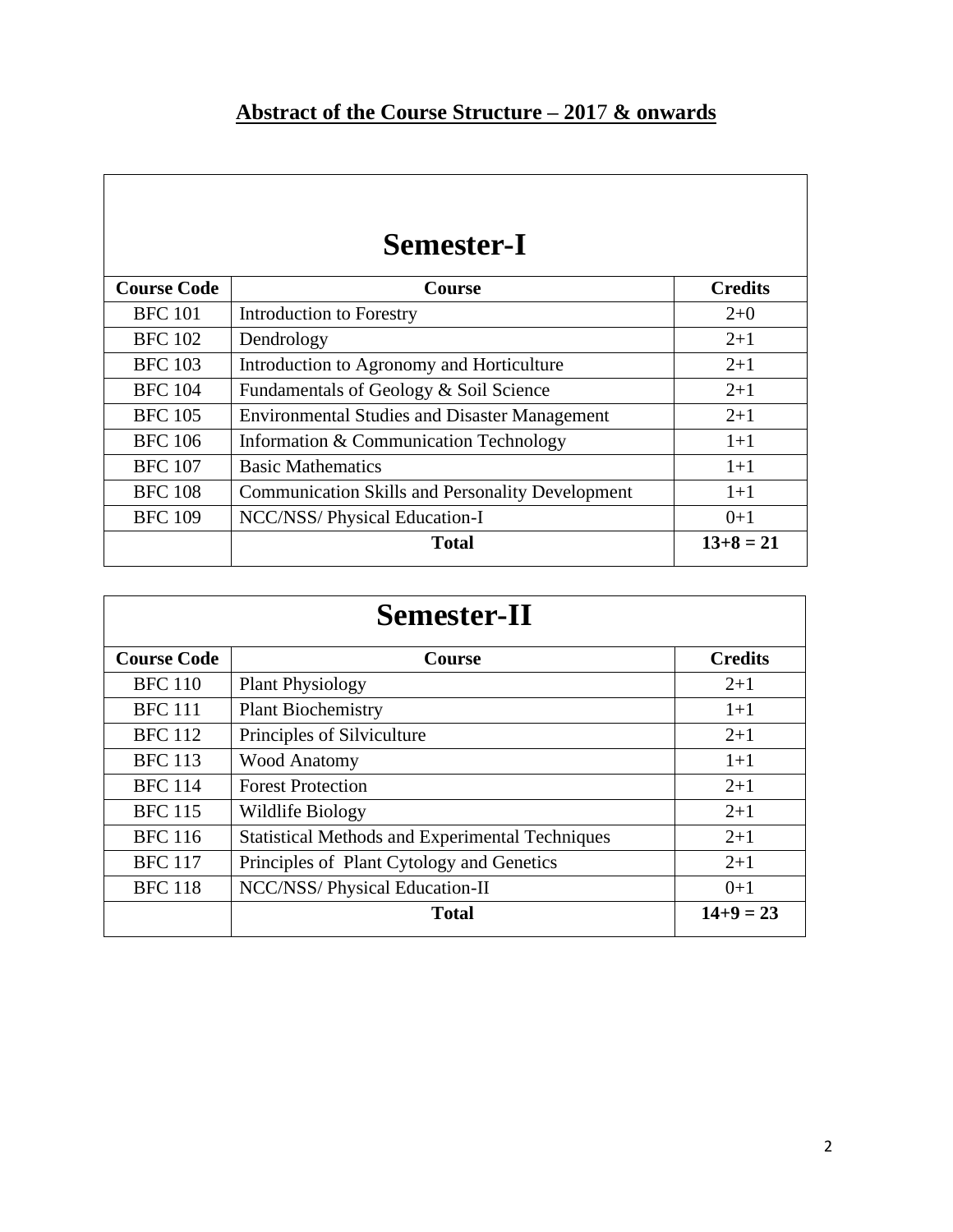# Abstract of the Course Structure – 2017 & onwards

## Semester-I

| Course Code | Course | Credits |
|---|---|---|
| BFC 101 | Introduction to Forestry | 2+0 |
| BFC 102 | Dendrology | 2+1 |
| BFC 103 | Introduction to Agronomy and Horticulture | 2+1 |
| BFC 104 | Fundamentals of Geology & Soil Science | 2+1 |
| BFC 105 | Environmental Studies and Disaster Management | 2+1 |
| BFC 106 | Information & Communication Technology | 1+1 |
| BFC 107 | Basic Mathematics | 1+1 |
| BFC 108 | Communication Skills and Personality Development | 1+1 |
| BFC 109 | NCC/NSS/ Physical Education-I | 0+1 |
| | **Total** | **13+8 = 21** |

## Semester-II

| Course Code | Course | Credits |
|---|---|---|
| BFC 110 | Plant Physiology | 2+1 |
| BFC 111 | Plant Biochemistry | 1+1 |
| BFC 112 | Principles of Silviculture | 2+1 |
| BFC 113 | Wood Anatomy | 1+1 |
| BFC 114 | Forest Protection | 2+1 |
| BFC 115 | Wildlife Biology | 2+1 |
| BFC 116 | Statistical Methods and Experimental Techniques | 2+1 |
| BFC 117 | Principles of Plant Cytology and Genetics | 2+1 |
| BFC 118 | NCC/NSS/ Physical Education-II | 0+1 |
| | **Total** | **14+9 = 23** |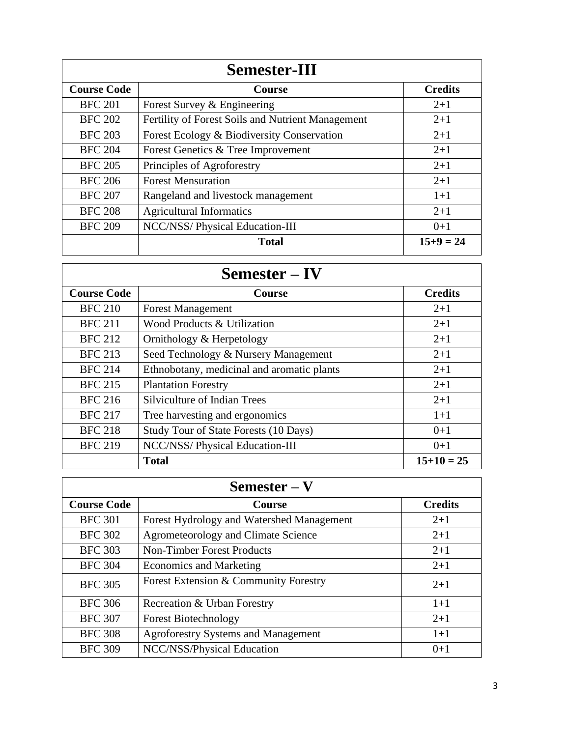| Semester-III | | |
|---|---|---|
| **Course Code** | **Course** | **Credits** |
| BFC 201 | Forest Survey & Engineering | 2+1 |
| BFC 202 | Fertility of Forest Soils and Nutrient Management | 2+1 |
| BFC 203 | Forest Ecology & Biodiversity Conservation | 2+1 |
| BFC 204 | Forest Genetics & Tree Improvement | 2+1 |
| BFC 205 | Principles of Agroforestry | 2+1 |
| BFC 206 | Forest Mensuration | 2+1 |
| BFC 207 | Rangeland and livestock management | 1+1 |
| BFC 208 | Agricultural Informatics | 2+1 |
| BFC 209 | NCC/NSS/ Physical Education-III | 0+1 |
| | **Total** | **15+9 = 24** |

| Semester – IV | | |
|---|---|---|
| **Course Code** | **Course** | **Credits** |
| BFC 210 | Forest Management | 2+1 |
| BFC 211 | Wood Products & Utilization | 2+1 |
| BFC 212 | Ornithology & Herpetology | 2+1 |
| BFC 213 | Seed Technology & Nursery Management | 2+1 |
| BFC 214 | Ethnobotany, medicinal and aromatic plants | 2+1 |
| BFC 215 | Plantation Forestry | 2+1 |
| BFC 216 | Silviculture of Indian Trees | 2+1 |
| BFC 217 | Tree harvesting and ergonomics | 1+1 |
| BFC 218 | Study Tour of State Forests (10 Days) | 0+1 |
| BFC 219 | NCC/NSS/ Physical Education-III | 0+1 |
| | **Total** | **15+10 = 25** |

| Semester – V | | |
|---|---|---|
| **Course Code** | **Course** | **Credits** |
| BFC 301 | Forest Hydrology and Watershed Management | 2+1 |
| BFC 302 | Agrometeorology and Climate Science | 2+1 |
| BFC 303 | Non-Timber Forest Products | 2+1 |
| BFC 304 | Economics and Marketing | 2+1 |
| BFC 305 | Forest Extension & Community Forestry | 2+1 |
| BFC 306 | Recreation & Urban Forestry | 1+1 |
| BFC 307 | Forest Biotechnology | 2+1 |
| BFC 308 | Agroforestry Systems and Management | 1+1 |
| BFC 309 | NCC/NSS/Physical Education | 0+1 |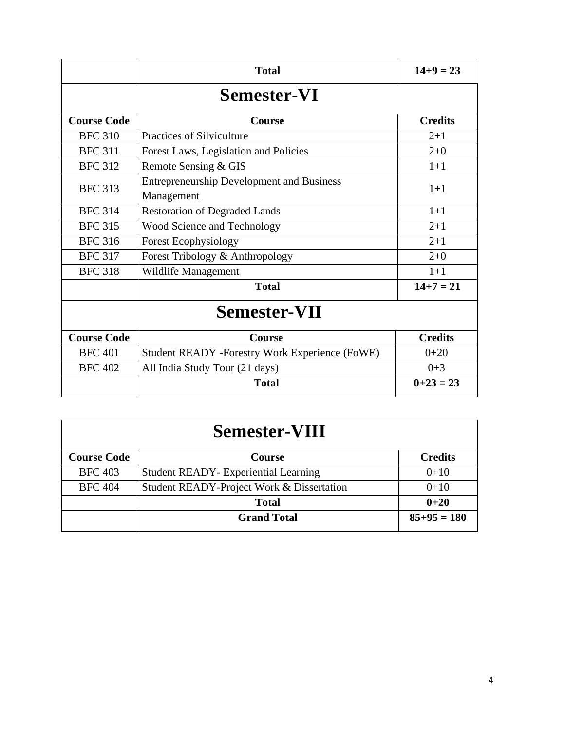| | Total | 14+9 = 23 |
|---|---|---|

## Semester-VI

| Course Code | Course | Credits |
|---|---|---|
| BFC 310 | Practices of Silviculture | 2+1 |
| BFC 311 | Forest Laws, Legislation and Policies | 2+0 |
| BFC 312 | Remote Sensing & GIS | 1+1 |
| BFC 313 | Entrepreneurship Development and Business Management | 1+1 |
| BFC 314 | Restoration of Degraded Lands | 1+1 |
| BFC 315 | Wood Science and Technology | 2+1 |
| BFC 316 | Forest Ecophysiology | 2+1 |
| BFC 317 | Forest Tribology & Anthropology | 2+0 |
| BFC 318 | Wildlife Management | 1+1 |
| | **Total** | **14+7 = 21** |

## Semester-VII

| Course Code | Course | Credits |
|---|---|---|
| BFC 401 | Student READY -Forestry Work Experience (FoWE) | 0+20 |
| BFC 402 | All India Study Tour (21 days) | 0+3 |
| | **Total** | **0+23 = 23** |

## Semester-VIII

| Course Code | Course | Credits |
|---|---|---|
| BFC 403 | Student READY- Experiential Learning | 0+10 |
| BFC 404 | Student READY-Project Work & Dissertation | 0+10 |
| | **Total** | **0+20** |
| | **Grand Total** | **85+95 = 180** |